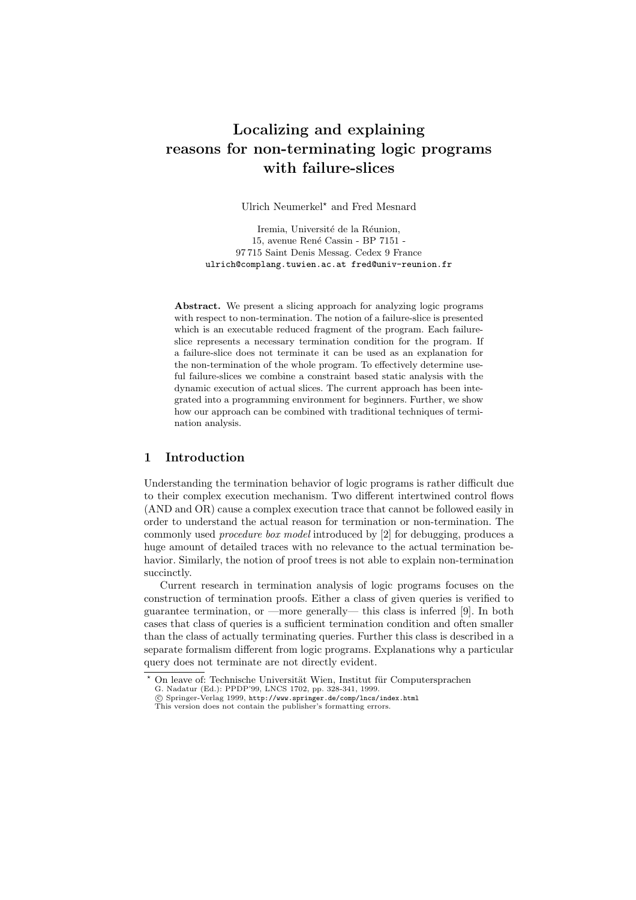# Localizing and explaining reasons for non-terminating logic programs with failure-slices

Ulrich Neumerkel* and Fred Mesnard

Iremia, Université de la Réunion,
15, avenue René Cassin - BP 7151 -
97 715 Saint Denis Messag. Cedex 9 France
ulrich@complang.tuwien.ac.at fred@univ-reunion.fr

**Abstract.** We present a slicing approach for analyzing logic programs with respect to non-termination. The notion of a failure-slice is presented which is an executable reduced fragment of the program. Each failure-slice represents a necessary termination condition for the program. If a failure-slice does not terminate it can be used as an explanation for the non-termination of the whole program. To effectively determine useful failure-slices we combine a constraint based static analysis with the dynamic execution of actual slices. The current approach has been integrated into a programming environment for beginners. Further, we show how our approach can be combined with traditional techniques of termination analysis.

## 1 Introduction

Understanding the termination behavior of logic programs is rather difficult due to their complex execution mechanism. Two different intertwined control flows (AND and OR) cause a complex execution trace that cannot be followed easily in order to understand the actual reason for termination or non-termination. The commonly used *procedure box model* introduced by [2] for debugging, produces a huge amount of detailed traces with no relevance to the actual termination behavior. Similarly, the notion of proof trees is not able to explain non-termination succinctly.

Current research in termination analysis of logic programs focuses on the construction of termination proofs. Either a class of given queries is verified to guarantee termination, or —more generally— this class is inferred [9]. In both cases that class of queries is a sufficient termination condition and often smaller than the class of actually terminating queries. Further this class is described in a separate formalism different from logic programs. Explanations why a particular query does not terminate are not directly evident.

---

* On leave of: Technische Universität Wien, Institut für Computersprachen
G. Nadatur (Ed.): PPDP'99, LNCS 1702, pp. 328-341, 1999.
© Springer-Verlag 1999, http://www.springer.de/comp/lncs/index.html
This version does not contain the publisher's formatting errors.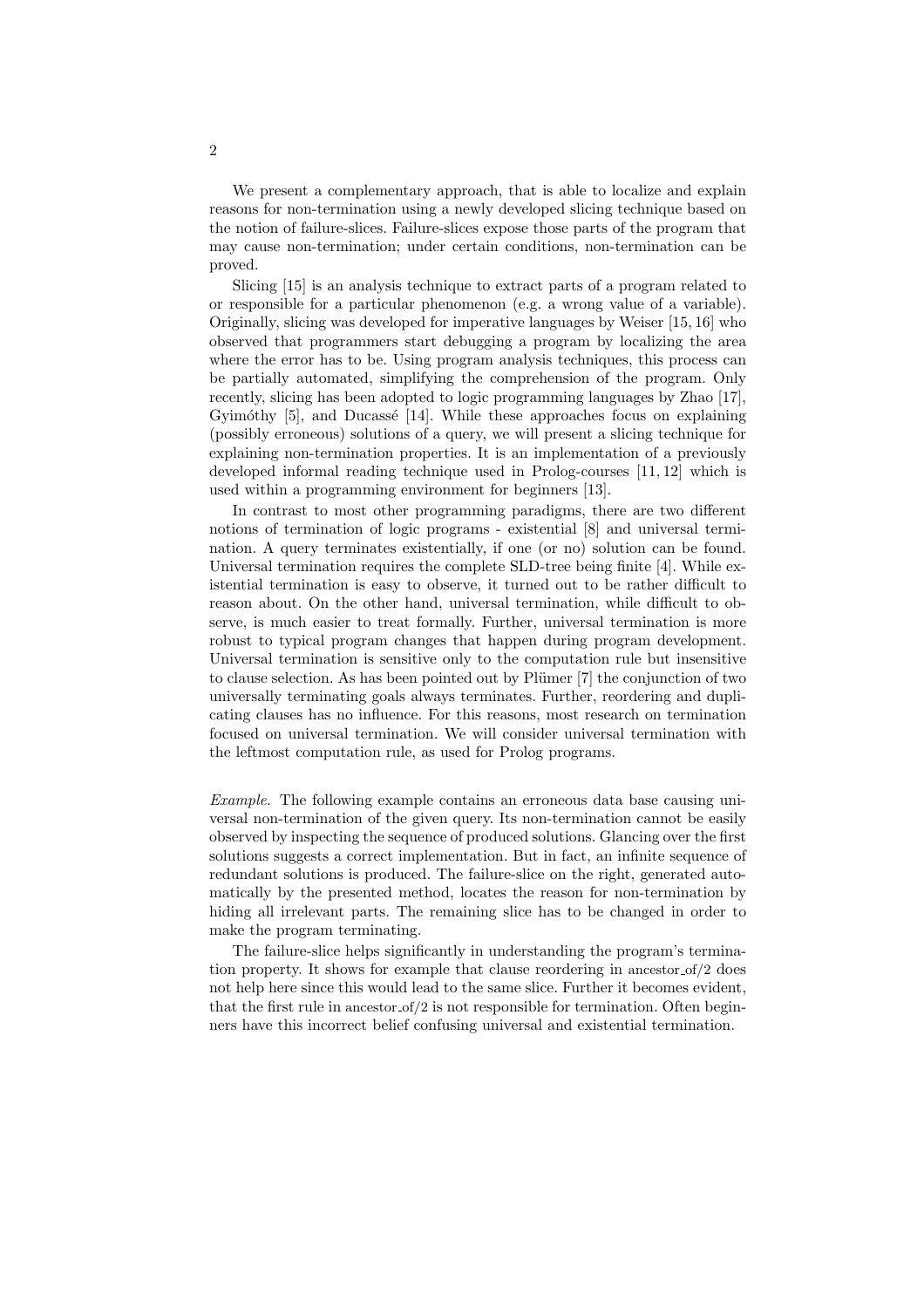We present a complementary approach, that is able to localize and explain reasons for non-termination using a newly developed slicing technique based on the notion of failure-slices. Failure-slices expose those parts of the program that may cause non-termination; under certain conditions, non-termination can be proved.

Slicing [15] is an analysis technique to extract parts of a program related to or responsible for a particular phenomenon (e.g. a wrong value of a variable). Originally, slicing was developed for imperative languages by Weiser [15, 16] who observed that programmers start debugging a program by localizing the area where the error has to be. Using program analysis techniques, this process can be partially automated, simplifying the comprehension of the program. Only recently, slicing has been adopted to logic programming languages by Zhao [17], Gyimóthy [5], and Ducassé [14]. While these approaches focus on explaining (possibly erroneous) solutions of a query, we will present a slicing technique for explaining non-termination properties. It is an implementation of a previously developed informal reading technique used in Prolog-courses [11, 12] which is used within a programming environment for beginners [13].

In contrast to most other programming paradigms, there are two different notions of termination of logic programs - existential [8] and universal termination. A query terminates existentially, if one (or no) solution can be found. Universal termination requires the complete SLD-tree being finite [4]. While existential termination is easy to observe, it turned out to be rather difficult to reason about. On the other hand, universal termination, while difficult to observe, is much easier to treat formally. Further, universal termination is more robust to typical program changes that happen during program development. Universal termination is sensitive only to the computation rule but insensitive to clause selection. As has been pointed out by Plümer [7] the conjunction of two universally terminating goals always terminates. Further, reordering and duplicating clauses has no influence. For this reasons, most research on termination focused on universal termination. We will consider universal termination with the leftmost computation rule, as used for Prolog programs.

*Example.* The following example contains an erroneous data base causing universal non-termination of the given query. Its non-termination cannot be easily observed by inspecting the sequence of produced solutions. Glancing over the first solutions suggests a correct implementation. But in fact, an infinite sequence of redundant solutions is produced. The failure-slice on the right, generated automatically by the presented method, locates the reason for non-termination by hiding all irrelevant parts. The remaining slice has to be changed in order to make the program terminating.

The failure-slice helps significantly in understanding the program's termination property. It shows for example that clause reordering in ancestor_of/2 does not help here since this would lead to the same slice. Further it becomes evident, that the first rule in ancestor_of/2 is not responsible for termination. Often beginners have this incorrect belief confusing universal and existential termination.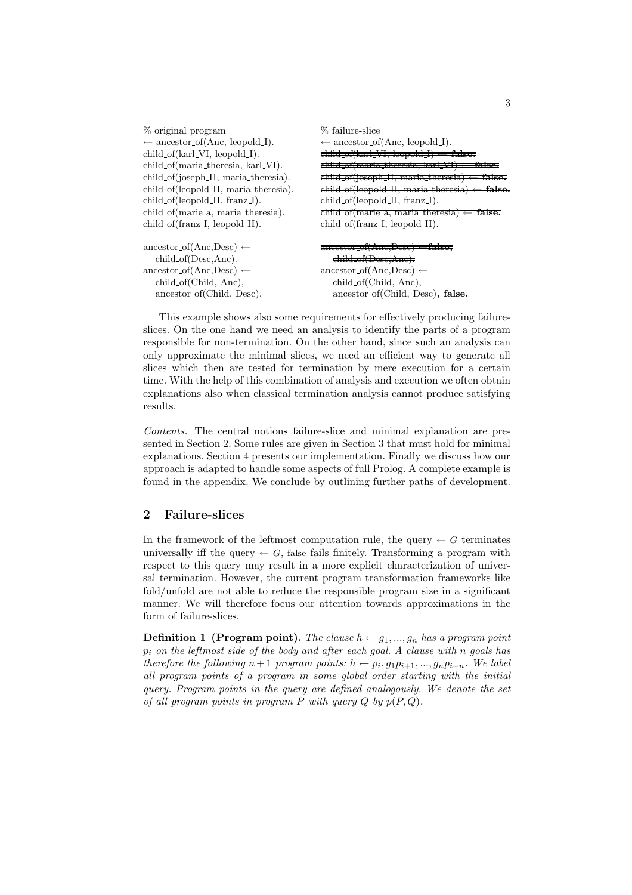```
% original program                          % failure-slice
← ancestor_of(Anc, leopold_I).              ← ancestor_of(Anc, leopold_I).
child_of(karl_VI, leopold_I).               child_of(karl_VI, leopold_I) ← false.        [struck out]
child_of(maria_theresia, karl_VI).          child_of(maria_theresia, karl_VI) ← false.   [struck out]
child_of(joseph_II, maria_theresia).        child_of(joseph_II, maria_theresia) ← false. [struck out]
child_of(leopold_II, maria_theresia).       child_of(leopold_II, maria_theresia) ← false. [struck out]
child_of(leopold_II, franz_I).              child_of(leopold_II, franz_I).
child_of(marie_a, maria_theresia).          child_of(marie_a, maria_theresia) ← false.   [struck out]
child_of(franz_I, leopold_II).              child_of(franz_I, leopold_II).

ancestor_of(Anc,Desc) ←                     ancestor_of(Anc,Desc) ← false,               [struck out]
   child_of(Desc,Anc).                         child_of(Desc,Anc).                       [struck out]
ancestor_of(Anc,Desc) ←                     ancestor_of(Anc,Desc) ←
   child_of(Child, Anc),                       child_of(Child, Anc),
   ancestor_of(Child, Desc).                   ancestor_of(Child, Desc), false.
```

This example shows also some requirements for effectively producing failure-slices. On the one hand we need an analysis to identify the parts of a program responsible for non-termination. On the other hand, since such an analysis can only approximate the minimal slices, we need an efficient way to generate all slices which then are tested for termination by mere execution for a certain time. With the help of this combination of analysis and execution we often obtain explanations also when classical termination analysis cannot produce satisfying results.

*Contents.* The central notions failure-slice and minimal explanation are presented in Section 2. Some rules are given in Section 3 that must hold for minimal explanations. Section 4 presents our implementation. Finally we discuss how our approach is adapted to handle some aspects of full Prolog. A complete example is found in the appendix. We conclude by outlining further paths of development.

## 2 Failure-slices

In the framework of the leftmost computation rule, the query $\leftarrow G$ terminates universally iff the query $\leftarrow G$, false fails finitely. Transforming a program with respect to this query may result in a more explicit characterization of universal termination. However, the current program transformation frameworks like fold/unfold are not able to reduce the responsible program size in a significant manner. We will therefore focus our attention towards approximations in the form of failure-slices.

**Definition 1 (Program point).** *The clause $h \leftarrow g_1, ..., g_n$ has a program point $p_i$ on the leftmost side of the body and after each goal. A clause with $n$ goals has therefore the following $n+1$ program points: $h \leftarrow p_i, g_1 p_{i+1}, ..., g_n p_{i+n}$. We label all program points of a program in some global order starting with the initial query. Program points in the query are defined analogously. We denote the set of all program points in program $P$ with query $Q$ by $p(P, Q)$.*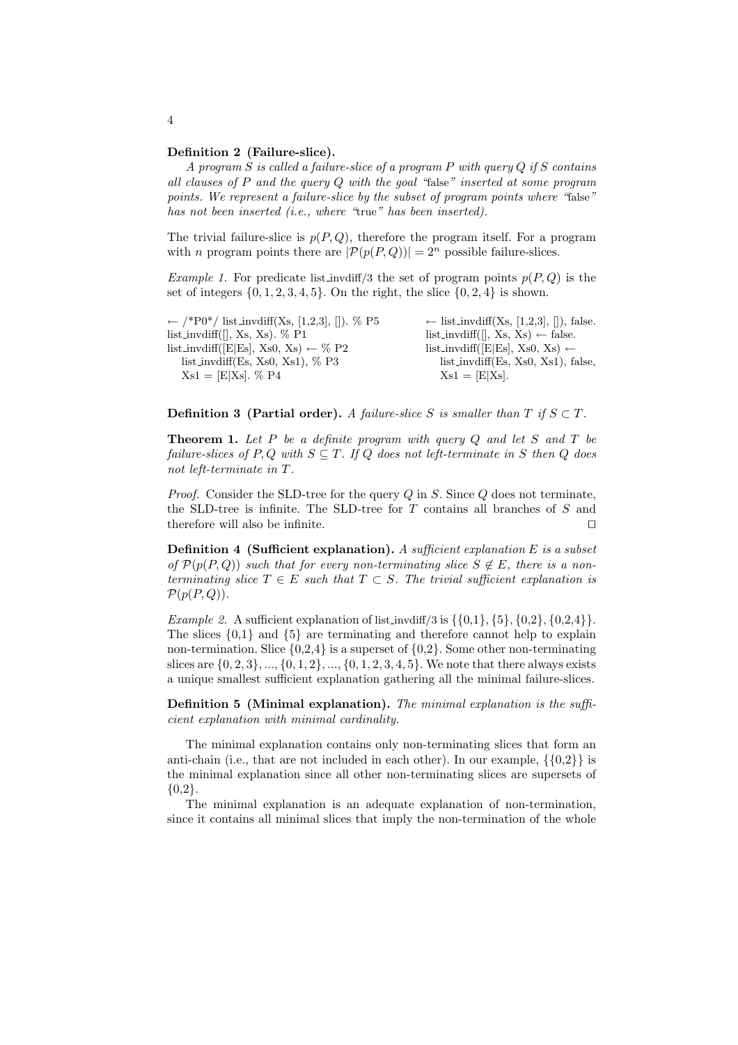**Definition 2 (Failure-slice).**
*A program $S$ is called a failure-slice of a program $P$ with query $Q$ if $S$ contains all clauses of $P$ and the query $Q$ with the goal "false" inserted at some program points. We represent a failure-slice by the subset of program points where "false" has not been inserted (i.e., where "true" has been inserted).*

The trivial failure-slice is $p(P, Q)$, therefore the program itself. For a program with $n$ program points there are $|\mathcal{P}(p(P, Q))| = 2^n$ possible failure-slices.

*Example 1.* For predicate list_invdiff/3 the set of program points $p(P, Q)$ is the set of integers $\{0, 1, 2, 3, 4, 5\}$. On the right, the slice $\{0, 2, 4\}$ is shown.

```
← /*P0*/ list_invdiff(Xs, [1,2,3], []). % P5
list_invdiff([], Xs, Xs). % P1
list_invdiff([E|Es], Xs0, Xs) ← % P2
   list_invdiff(Es, Xs0, Xs1), % P3
   Xs1 = [E|Xs]. % P4
```

```
← list_invdiff(Xs, [1,2,3], []), false.
list_invdiff([], Xs, Xs) ← false.
list_invdiff([E|Es], Xs0, Xs) ←
   list_invdiff(Es, Xs0, Xs1), false,
   Xs1 = [E|Xs].
```

**Definition 3 (Partial order).** *A failure-slice $S$ is smaller than $T$ if $S \subset T$.*

**Theorem 1.** *Let $P$ be a definite program with query $Q$ and let $S$ and $T$ be failure-slices of $P, Q$ with $S \subseteq T$. If $Q$ does not left-terminate in $S$ then $Q$ does not left-terminate in $T$.*

*Proof.* Consider the SLD-tree for the query $Q$ in $S$. Since $Q$ does not terminate, the SLD-tree is infinite. The SLD-tree for $T$ contains all branches of $S$ and therefore will also be infinite. ⊓⊔

**Definition 4 (Sufficient explanation).** *A sufficient explanation $E$ is a subset of $\mathcal{P}(p(P, Q))$ such that for every non-terminating slice $S \notin E$, there is a non-terminating slice $T \in E$ such that $T \subset S$. The trivial sufficient explanation is $\mathcal{P}(p(P, Q))$.*

*Example 2.* A sufficient explanation of list_invdiff/3 is $\{\{0,1\}, \{5\}, \{0,2\}, \{0,2,4\}\}$. The slices $\{0,1\}$ and $\{5\}$ are terminating and therefore cannot help to explain non-termination. Slice $\{0,2,4\}$ is a superset of $\{0,2\}$. Some other non-terminating slices are $\{0, 2, 3\}, ..., \{0, 1, 2\}, ..., \{0, 1, 2, 3, 4, 5\}$. We note that there always exists a unique smallest sufficient explanation gathering all the minimal failure-slices.

**Definition 5 (Minimal explanation).** *The minimal explanation is the sufficient explanation with minimal cardinality.*

The minimal explanation contains only non-terminating slices that form an anti-chain (i.e., that are not included in each other). In our example, $\{\{0,2\}\}$ is the minimal explanation since all other non-terminating slices are supersets of $\{0,2\}$.

The minimal explanation is an adequate explanation of non-termination, since it contains all minimal slices that imply the non-termination of the whole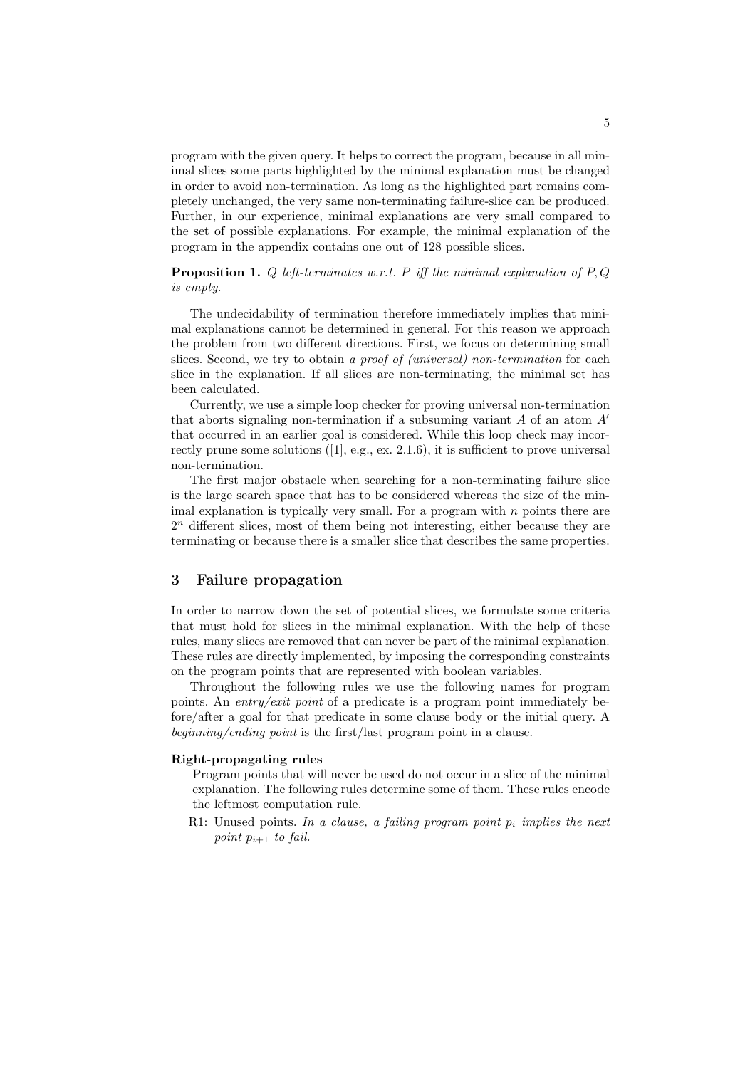program with the given query. It helps to correct the program, because in all minimal slices some parts highlighted by the minimal explanation must be changed in order to avoid non-termination. As long as the highlighted part remains completely unchanged, the very same non-terminating failure-slice can be produced. Further, in our experience, minimal explanations are very small compared to the set of possible explanations. For example, the minimal explanation of the program in the appendix contains one out of 128 possible slices.

**Proposition 1.** *$Q$ left-terminates w.r.t. $P$ iff the minimal explanation of $P, Q$ is empty.*

The undecidability of termination therefore immediately implies that minimal explanations cannot be determined in general. For this reason we approach the problem from two different directions. First, we focus on determining small slices. Second, we try to obtain *a proof of (universal) non-termination* for each slice in the explanation. If all slices are non-terminating, the minimal set has been calculated.

Currently, we use a simple loop checker for proving universal non-termination that aborts signaling non-termination if a subsuming variant $A$ of an atom $A'$ that occurred in an earlier goal is considered. While this loop check may incorrectly prune some solutions ([1], e.g., ex. 2.1.6), it is sufficient to prove universal non-termination.

The first major obstacle when searching for a non-terminating failure slice is the large search space that has to be considered whereas the size of the minimal explanation is typically very small. For a program with $n$ points there are $2^n$ different slices, most of them being not interesting, either because they are terminating or because there is a smaller slice that describes the same properties.

## 3 Failure propagation

In order to narrow down the set of potential slices, we formulate some criteria that must hold for slices in the minimal explanation. With the help of these rules, many slices are removed that can never be part of the minimal explanation. These rules are directly implemented, by imposing the corresponding constraints on the program points that are represented with boolean variables.

Throughout the following rules we use the following names for program points. An *entry/exit point* of a predicate is a program point immediately before/after a goal for that predicate in some clause body or the initial query. A *beginning/ending point* is the first/last program point in a clause.

**Right-propagating rules**

Program points that will never be used do not occur in a slice of the minimal explanation. The following rules determine some of them. These rules encode the leftmost computation rule.

R1: Unused points. *In a clause, a failing program point $p_i$ implies the next point $p_{i+1}$ to fail.*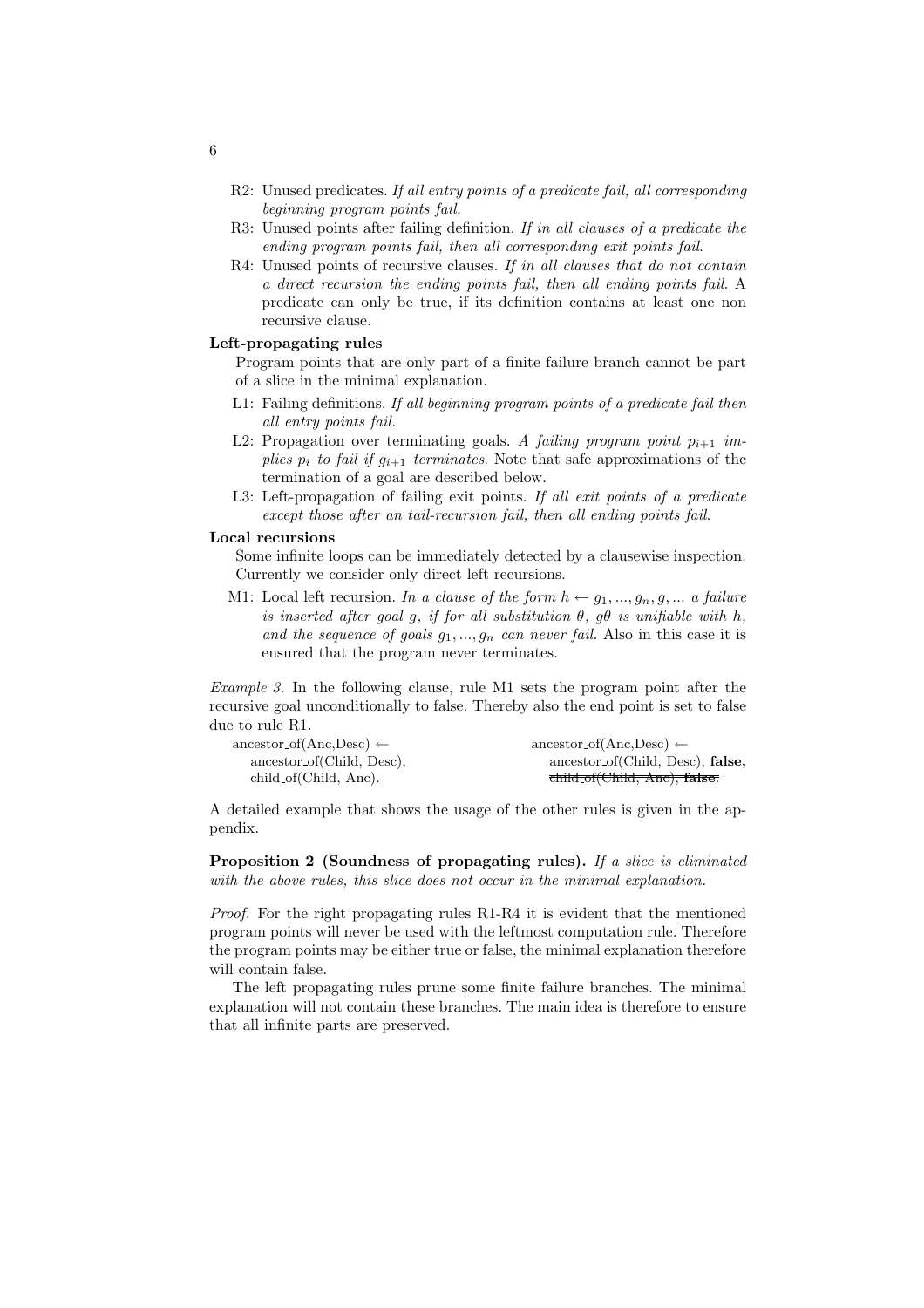- R2: Unused predicates. *If all entry points of a predicate fail, all corresponding beginning program points fail.*
- R3: Unused points after failing definition. *If in all clauses of a predicate the ending program points fail, then all corresponding exit points fail.*
- R4: Unused points of recursive clauses. *If in all clauses that do not contain a direct recursion the ending points fail, then all ending points fail.* A predicate can only be true, if its definition contains at least one non recursive clause.

**Left-propagating rules**

Program points that are only part of a finite failure branch cannot be part of a slice in the minimal explanation.

- L1: Failing definitions. *If all beginning program points of a predicate fail then all entry points fail.*
- L2: Propagation over terminating goals. *A failing program point $p_{i+1}$ implies $p_i$ to fail if $g_{i+1}$ terminates.* Note that safe approximations of the termination of a goal are described below.
- L3: Left-propagation of failing exit points. *If all exit points of a predicate except those after an tail-recursion fail, then all ending points fail.*

**Local recursions**

Some infinite loops can be immediately detected by a clausewise inspection. Currently we consider only direct left recursions.

- M1: Local left recursion. *In a clause of the form $h \leftarrow g_1, ..., g_n, g, ...$ a failure is inserted after goal $g$, if for all substitution $\theta$, $g\theta$ is unifiable with $h$, and the sequence of goals $g_1, ..., g_n$ can never fail.* Also in this case it is ensured that the program never terminates.

*Example 3.* In the following clause, rule M1 sets the program point after the recursive goal unconditionally to false. Thereby also the end point is set to false due to rule R1.

```
ancestor_of(Anc,Desc) ←                ancestor_of(Anc,Desc) ←
    ancestor_of(Child, Desc),              ancestor_of(Child, Desc), false,
    child_of(Child, Anc).                  ~~child_of(Child, Anc), false.~~
```

A detailed example that shows the usage of the other rules is given in the appendix.

**Proposition 2 (Soundness of propagating rules).** *If a slice is eliminated with the above rules, this slice does not occur in the minimal explanation.*

*Proof.* For the right propagating rules R1-R4 it is evident that the mentioned program points will never be used with the leftmost computation rule. Therefore the program points may be either true or false, the minimal explanation therefore will contain false.

The left propagating rules prune some finite failure branches. The minimal explanation will not contain these branches. The main idea is therefore to ensure that all infinite parts are preserved.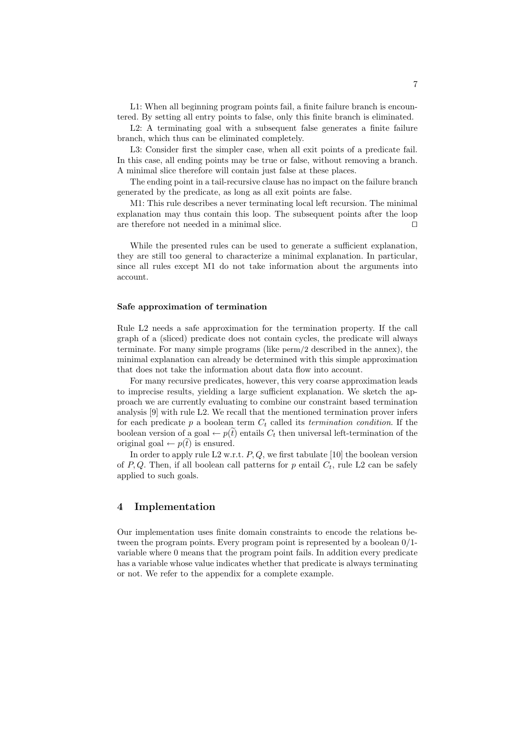L1: When all beginning program points fail, a finite failure branch is encountered. By setting all entry points to false, only this finite branch is eliminated.

L2: A terminating goal with a subsequent false generates a finite failure branch, which thus can be eliminated completely.

L3: Consider first the simpler case, when all exit points of a predicate fail. In this case, all ending points may be true or false, without removing a branch. A minimal slice therefore will contain just false at these places.

The ending point in a tail-recursive clause has no impact on the failure branch generated by the predicate, as long as all exit points are false.

M1: This rule describes a never terminating local left recursion. The minimal explanation may thus contain this loop. The subsequent points after the loop are therefore not needed in a minimal slice. ☐

While the presented rules can be used to generate a sufficient explanation, they are still too general to characterize a minimal explanation. In particular, since all rules except M1 do not take information about the arguments into account.

#### Safe approximation of termination

Rule L2 needs a safe approximation for the termination property. If the call graph of a (sliced) predicate does not contain cycles, the predicate will always terminate. For many simple programs (like perm/2 described in the annex), the minimal explanation can already be determined with this simple approximation that does not take the information about data flow into account.

For many recursive predicates, however, this very coarse approximation leads to imprecise results, yielding a large sufficient explanation. We sketch the approach we are currently evaluating to combine our constraint based termination analysis [9] with rule L2. We recall that the mentioned termination prover infers for each predicate $p$ a boolean term $C_t$ called its *termination condition*. If the boolean version of a goal $\leftarrow p(\widetilde{t})$ entails $C_t$ then universal left-termination of the original goal $\leftarrow p(\widetilde{t})$ is ensured.

In order to apply rule L2 w.r.t. $P, Q$, we first tabulate [10] the boolean version of $P, Q$. Then, if all boolean call patterns for $p$ entail $C_t$, rule L2 can be safely applied to such goals.

## 4 Implementation

Our implementation uses finite domain constraints to encode the relations between the program points. Every program point is represented by a boolean 0/1-variable where 0 means that the program point fails. In addition every predicate has a variable whose value indicates whether that predicate is always terminating or not. We refer to the appendix for a complete example.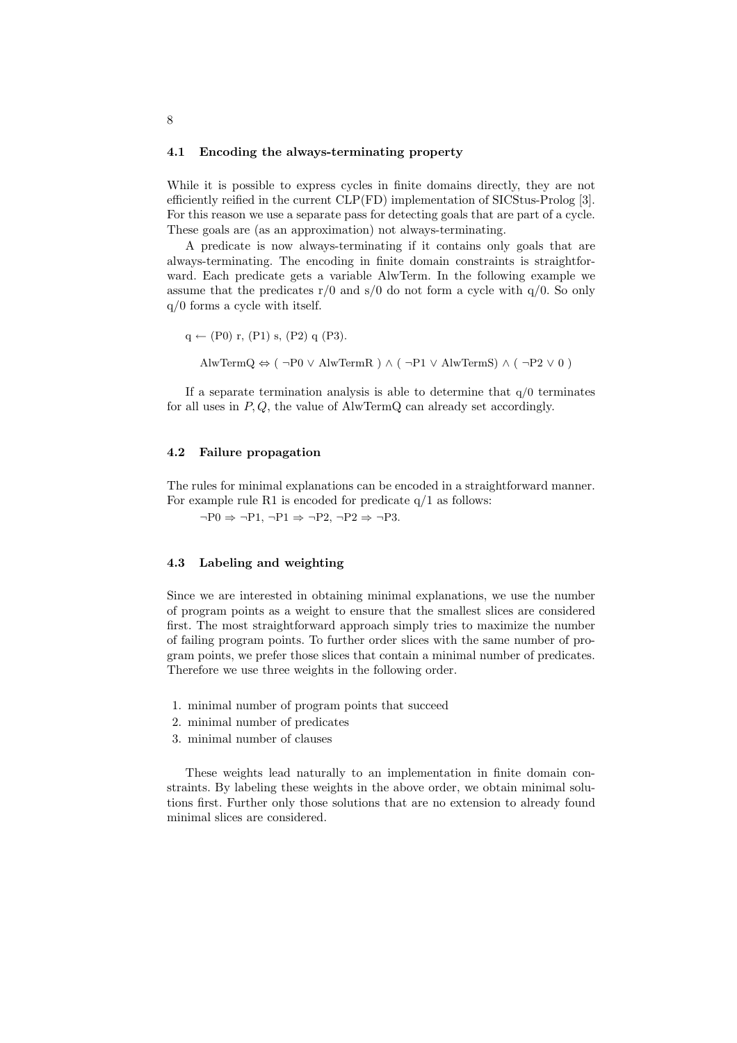### 4.1 Encoding the always-terminating property

While it is possible to express cycles in finite domains directly, they are not efficiently reified in the current CLP(FD) implementation of SICStus-Prolog [3]. For this reason we use a separate pass for detecting goals that are part of a cycle. These goals are (as an approximation) not always-terminating.

A predicate is now always-terminating if it contains only goals that are always-terminating. The encoding in finite domain constraints is straightforward. Each predicate gets a variable AlwTerm. In the following example we assume that the predicates r/0 and s/0 do not form a cycle with q/0. So only q/0 forms a cycle with itself.

q ← (P0) r, (P1) s, (P2) q (P3).

AlwTermQ ⇔ ( ¬P0 ∨ AlwTermR ) ∧ ( ¬P1 ∨ AlwTermS) ∧ ( ¬P2 ∨ 0 )

If a separate termination analysis is able to determine that q/0 terminates for all uses in $P, Q$, the value of AlwTermQ can already set accordingly.

### 4.2 Failure propagation

The rules for minimal explanations can be encoded in a straightforward manner. For example rule R1 is encoded for predicate q/1 as follows:

¬P0 ⇒ ¬P1, ¬P1 ⇒ ¬P2, ¬P2 ⇒ ¬P3.

### 4.3 Labeling and weighting

Since we are interested in obtaining minimal explanations, we use the number of program points as a weight to ensure that the smallest slices are considered first. The most straightforward approach simply tries to maximize the number of failing program points. To further order slices with the same number of program points, we prefer those slices that contain a minimal number of predicates. Therefore we use three weights in the following order.

1. minimal number of program points that succeed
2. minimal number of predicates
3. minimal number of clauses

These weights lead naturally to an implementation in finite domain constraints. By labeling these weights in the above order, we obtain minimal solutions first. Further only those solutions that are no extension to already found minimal slices are considered.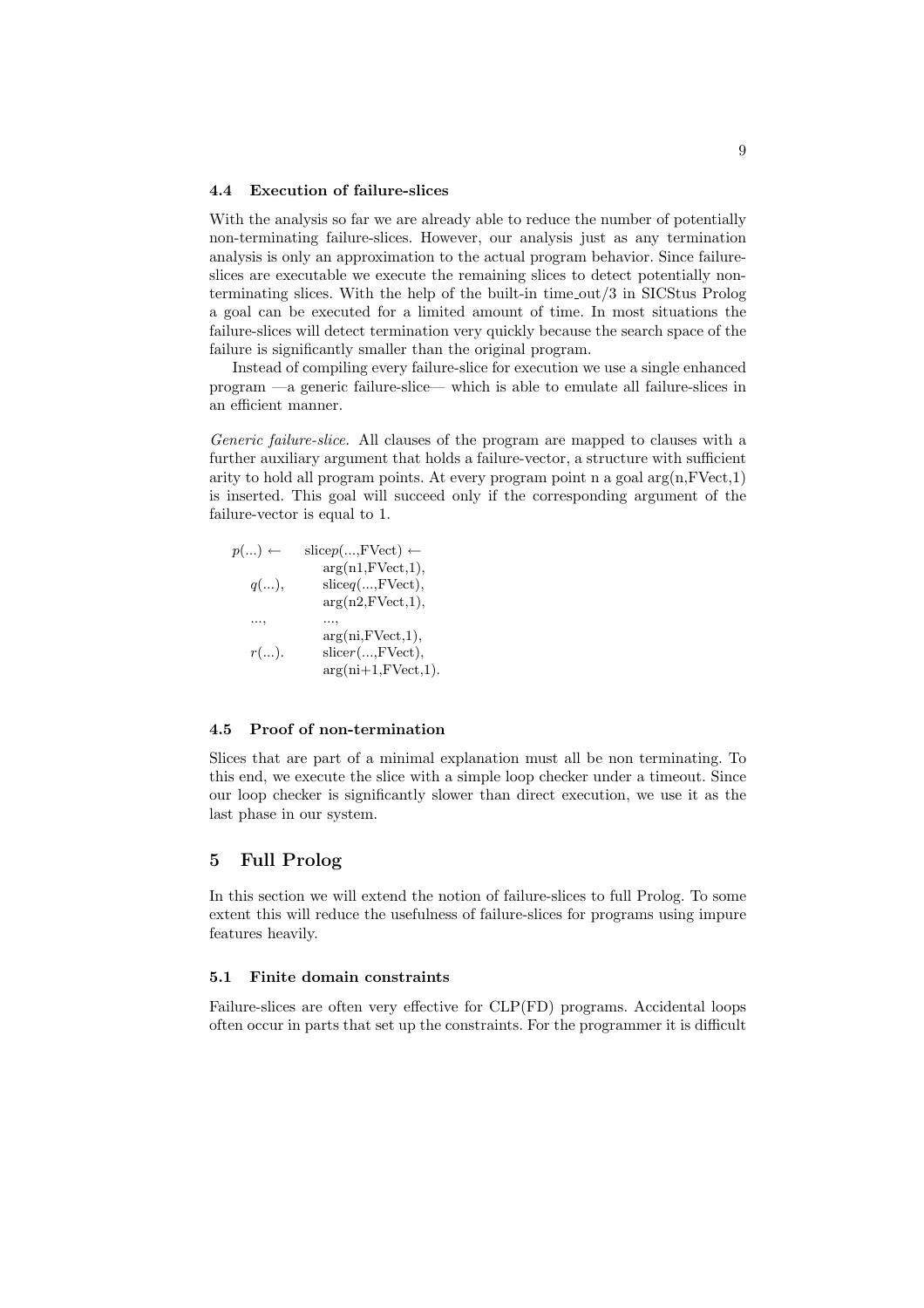### 4.4 Execution of failure-slices

With the analysis so far we are already able to reduce the number of potentially non-terminating failure-slices. However, our analysis just as any termination analysis is only an approximation to the actual program behavior. Since failure-slices are executable we execute the remaining slices to detect potentially non-terminating slices. With the help of the built-in time_out/3 in SICStus Prolog a goal can be executed for a limited amount of time. In most situations the failure-slices will detect termination very quickly because the search space of the failure is significantly smaller than the original program.

Instead of compiling every failure-slice for execution we use a single enhanced program —a generic failure-slice— which is able to emulate all failure-slices in an efficient manner.

*Generic failure-slice.* All clauses of the program are mapped to clauses with a further auxiliary argument that holds a failure-vector, a structure with sufficient arity to hold all program points. At every program point n a goal arg(n,FVect,1) is inserted. This goal will succeed only if the corresponding argument of the failure-vector is equal to 1.

```
p(...) ←      slicep(...,FVect) ←
                  arg(n1,FVect,1),
   q(...),        sliceq(...,FVect),
                  arg(n2,FVect,1),
   ...,           ...,
                  arg(ni,FVect,1),
   r(...).        slicer(...,FVect),
                  arg(ni+1,FVect,1).
```

### 4.5 Proof of non-termination

Slices that are part of a minimal explanation must all be non terminating. To this end, we execute the slice with a simple loop checker under a timeout. Since our loop checker is significantly slower than direct execution, we use it as the last phase in our system.

## 5 Full Prolog

In this section we will extend the notion of failure-slices to full Prolog. To some extent this will reduce the usefulness of failure-slices for programs using impure features heavily.

### 5.1 Finite domain constraints

Failure-slices are often very effective for CLP(FD) programs. Accidental loops often occur in parts that set up the constraints. For the programmer it is difficult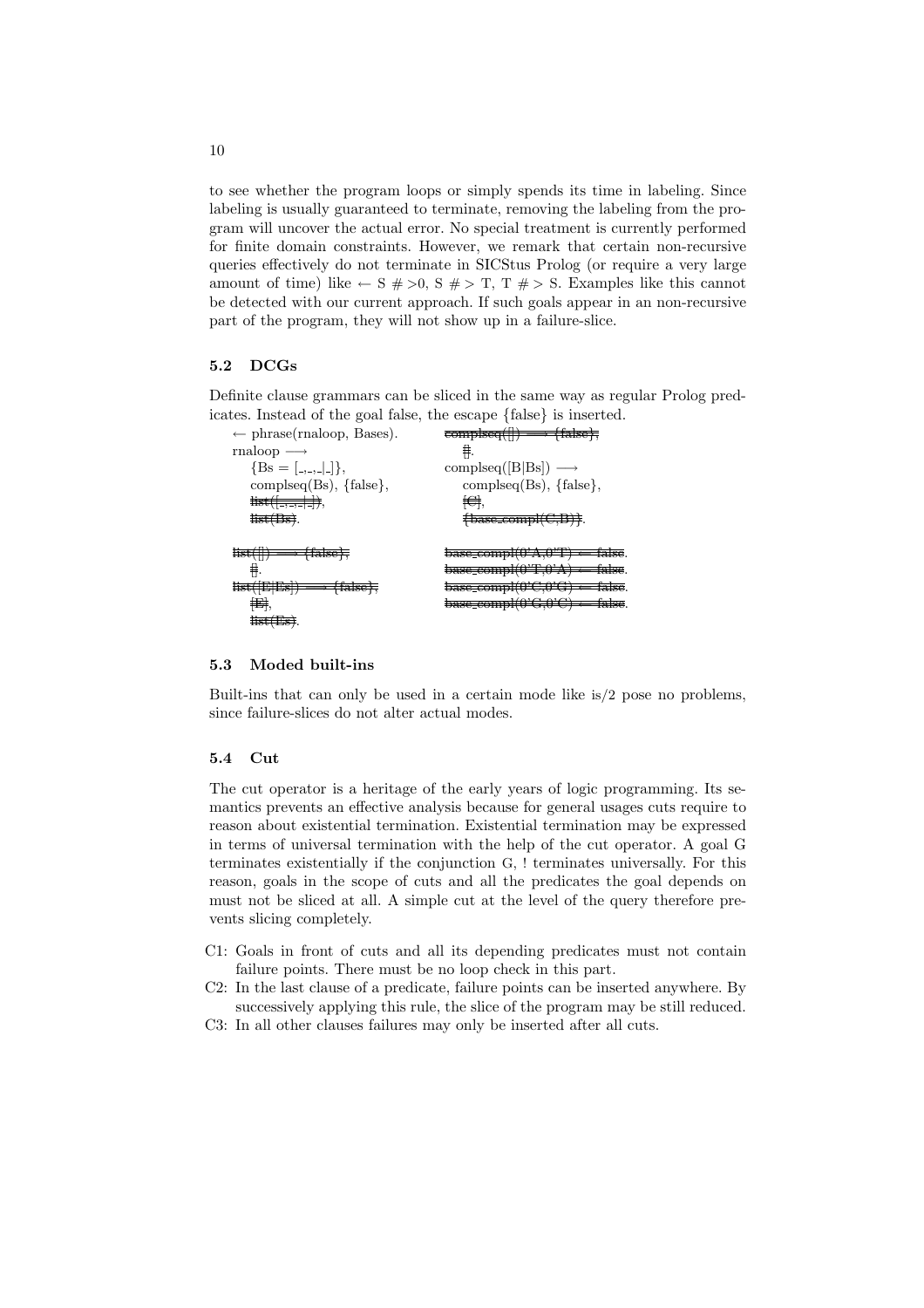to see whether the program loops or simply spends its time in labeling. Since labeling is usually guaranteed to terminate, removing the labeling from the program will uncover the actual error. No special treatment is currently performed for finite domain constraints. However, we remark that certain non-recursive queries effectively do not terminate in SICStus Prolog (or require a very large amount of time) like ← S #>0, S #> T, T #> S. Examples like this cannot be detected with our current approach. If such goals appear in an non-recursive part of the program, they will not show up in a failure-slice.

### 5.2 DCGs

Definite clause grammars can be sliced in the same way as regular Prolog predicates. Instead of the goal false, the escape {false} is inserted.

```
← phrase(rnaloop, Bases).
rnaloop ⟶
    {Bs = [_,_,_|_]},
    complseq(Bs), {false},
    ~~list([_,_,_|_])~~,
    ~~list(Bs)~~.

~~list([]) ⟶ {false},~~
    ~~[]~~.
~~list([E|Es]) ⟶ {false},~~
    ~~[E]~~,
    ~~list(Es)~~.

~~complseq([]) ⟶ {false},~~
    ~~[]~~.
complseq([B|Bs]) ⟶
    complseq(Bs), {false},
    ~~[C]~~,
    ~~{base_compl(C,B)}~~.

~~base_compl(0'A,0'T) ← false.~~
~~base_compl(0'T,0'A) ← false.~~
~~base_compl(0'C,0'G) ← false.~~
~~base_compl(0'G,0'C) ← false.~~
```

### 5.3 Moded built-ins

Built-ins that can only be used in a certain mode like is/2 pose no problems, since failure-slices do not alter actual modes.

### 5.4 Cut

The cut operator is a heritage of the early years of logic programming. Its semantics prevents an effective analysis because for general usages cuts require to reason about existential termination. Existential termination may be expressed in terms of universal termination with the help of the cut operator. A goal G terminates existentially if the conjunction G, ! terminates universally. For this reason, goals in the scope of cuts and all the predicates the goal depends on must not be sliced at all. A simple cut at the level of the query therefore prevents slicing completely.

- C1: Goals in front of cuts and all its depending predicates must not contain failure points. There must be no loop check in this part.
- C2: In the last clause of a predicate, failure points can be inserted anywhere. By successively applying this rule, the slice of the program may be still reduced.
- C3: In all other clauses failures may only be inserted after all cuts.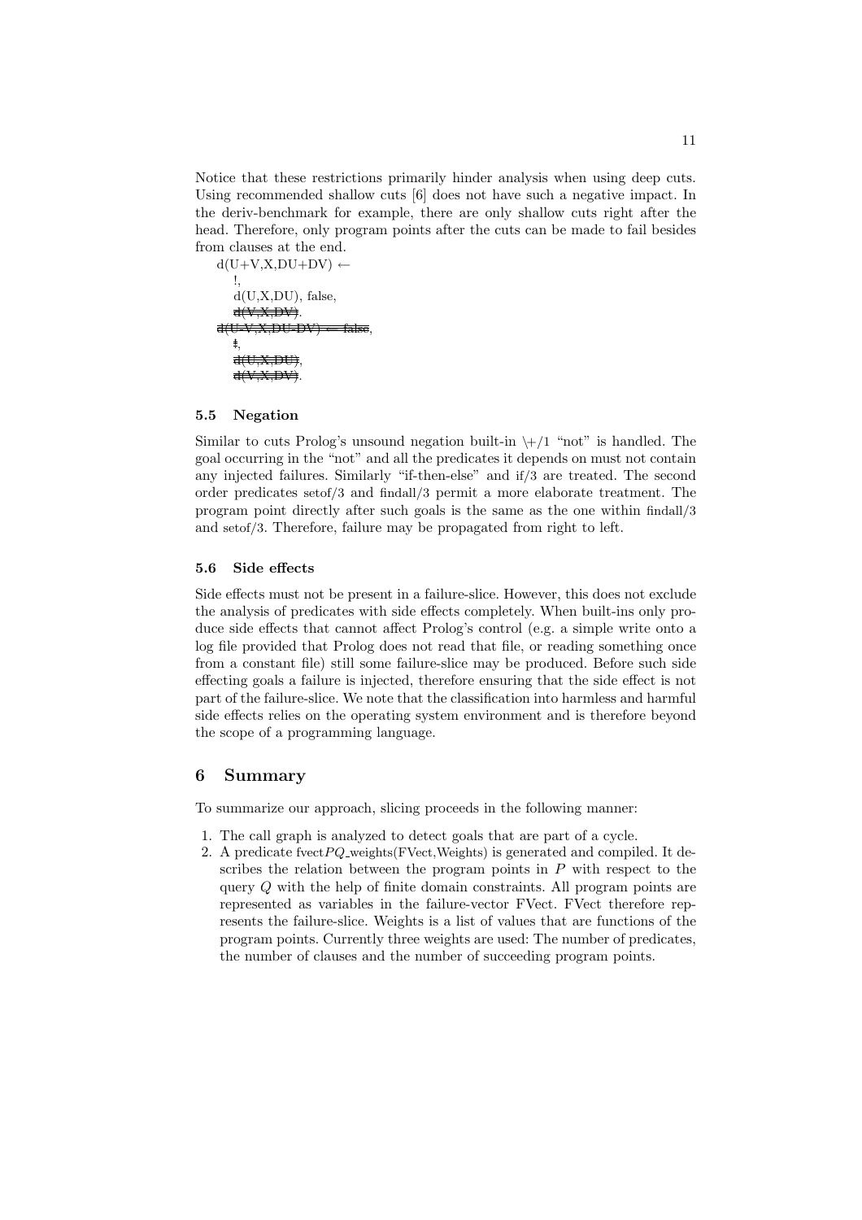Notice that these restrictions primarily hinder analysis when using deep cuts. Using recommended shallow cuts [6] does not have such a negative impact. In the deriv-benchmark for example, there are only shallow cuts right after the head. Therefore, only program points after the cuts can be made to fail besides from clauses at the end.

```
d(U+V,X,DU+DV) ←
    !,
    d(U,X,DU), false,
    d(V,X,DV).
d(U-V,X,DU-DV) ← false,
    !,
    d(U,X,DU),
    d(V,X,DV).
```

(In the original, `d(V,X,DV)` in the first clause and the entire second clause after its head—including `← false`, the cut and both body goals—are shown struck through.)

### 5.5 Negation

Similar to cuts Prolog's unsound negation built-in \+/1 "not" is handled. The goal occurring in the "not" and all the predicates it depends on must not contain any injected failures. Similarly "if-then-else" and if/3 are treated. The second order predicates setof/3 and findall/3 permit a more elaborate treatment. The program point directly after such goals is the same as the one within findall/3 and setof/3. Therefore, failure may be propagated from right to left.

### 5.6 Side effects

Side effects must not be present in a failure-slice. However, this does not exclude the analysis of predicates with side effects completely. When built-ins only produce side effects that cannot affect Prolog's control (e.g. a simple write onto a log file provided that Prolog does not read that file, or reading something once from a constant file) still some failure-slice may be produced. Before such side effecting goals a failure is injected, therefore ensuring that the side effect is not part of the failure-slice. We note that the classification into harmless and harmful side effects relies on the operating system environment and is therefore beyond the scope of a programming language.

## 6 Summary

To summarize our approach, slicing proceeds in the following manner:

1. The call graph is analyzed to detect goals that are part of a cycle.
2. A predicate fvect$PQ$_weights(FVect,Weights) is generated and compiled. It describes the relation between the program points in $P$ with respect to the query $Q$ with the help of finite domain constraints. All program points are represented as variables in the failure-vector FVect. FVect therefore represents the failure-slice. Weights is a list of values that are functions of the program points. Currently three weights are used: The number of predicates, the number of clauses and the number of succeeding program points.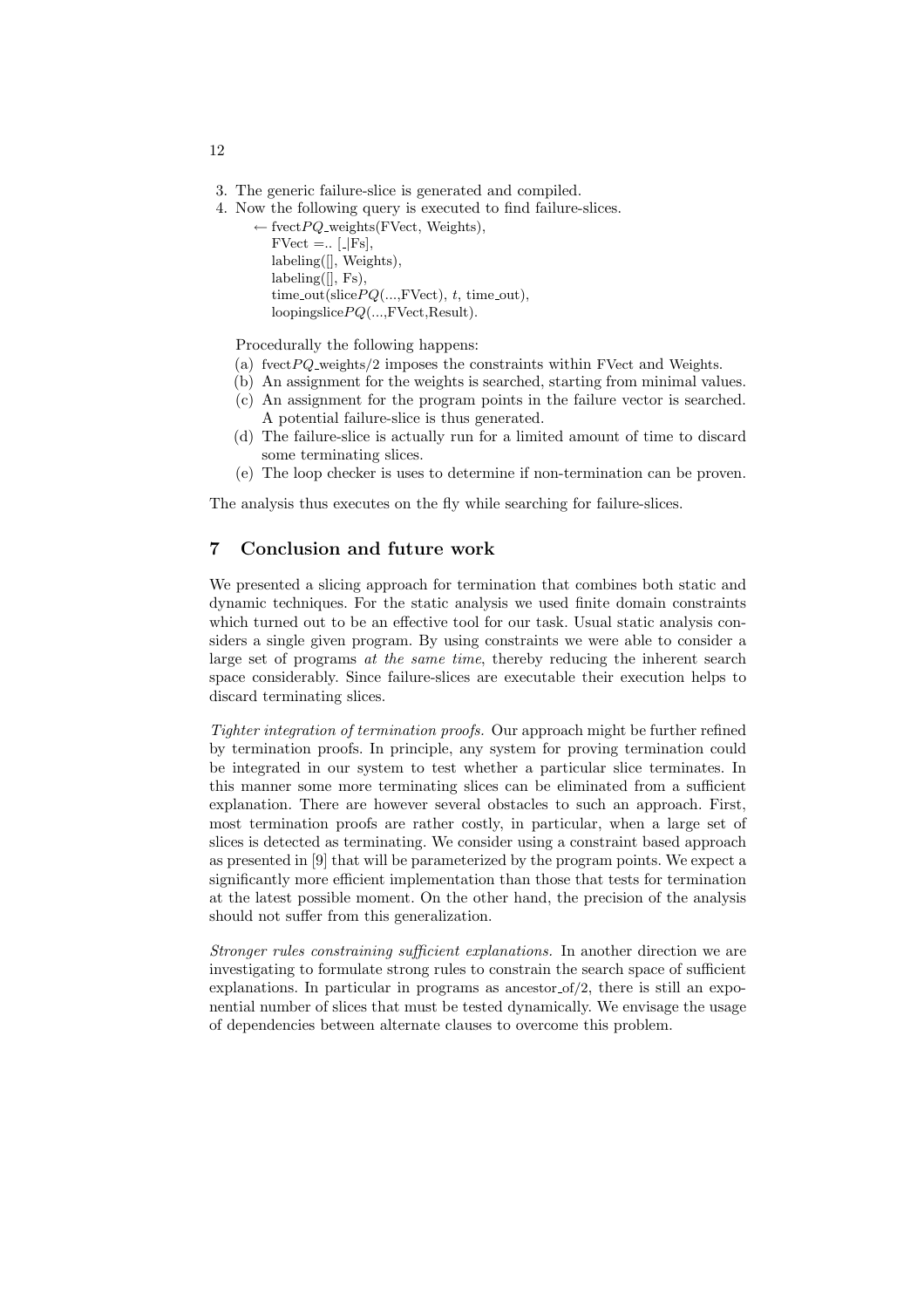3. The generic failure-slice is generated and compiled.
4. Now the following query is executed to find failure-slices.

```
← fvectPQ_weights(FVect, Weights),
    FVect =.. [_|Fs],
    labeling([], Weights),
    labeling([], Fs),
    time_out(slicePQ(...,FVect), t, time_out),
    loopingslicePQ(...,FVect,Result).
```

   Procedurally the following happens:

   (a) fvect$PQ$\_weights/2 imposes the constraints within FVect and Weights.
   (b) An assignment for the weights is searched, starting from minimal values.
   (c) An assignment for the program points in the failure vector is searched. A potential failure-slice is thus generated.
   (d) The failure-slice is actually run for a limited amount of time to discard some terminating slices.
   (e) The loop checker is uses to determine if non-termination can be proven.

The analysis thus executes on the fly while searching for failure-slices.

## 7 Conclusion and future work

We presented a slicing approach for termination that combines both static and dynamic techniques. For the static analysis we used finite domain constraints which turned out to be an effective tool for our task. Usual static analysis considers a single given program. By using constraints we were able to consider a large set of programs *at the same time*, thereby reducing the inherent search space considerably. Since failure-slices are executable their execution helps to discard terminating slices.

*Tighter integration of termination proofs.* Our approach might be further refined by termination proofs. In principle, any system for proving termination could be integrated in our system to test whether a particular slice terminates. In this manner some more terminating slices can be eliminated from a sufficient explanation. There are however several obstacles to such an approach. First, most termination proofs are rather costly, in particular, when a large set of slices is detected as terminating. We consider using a constraint based approach as presented in [9] that will be parameterized by the program points. We expect a significantly more efficient implementation than those that tests for termination at the latest possible moment. On the other hand, the precision of the analysis should not suffer from this generalization.

*Stronger rules constraining sufficient explanations.* In another direction we are investigating to formulate strong rules to constrain the search space of sufficient explanations. In particular in programs as ancestor_of/2, there is still an exponential number of slices that must be tested dynamically. We envisage the usage of dependencies between alternate clauses to overcome this problem.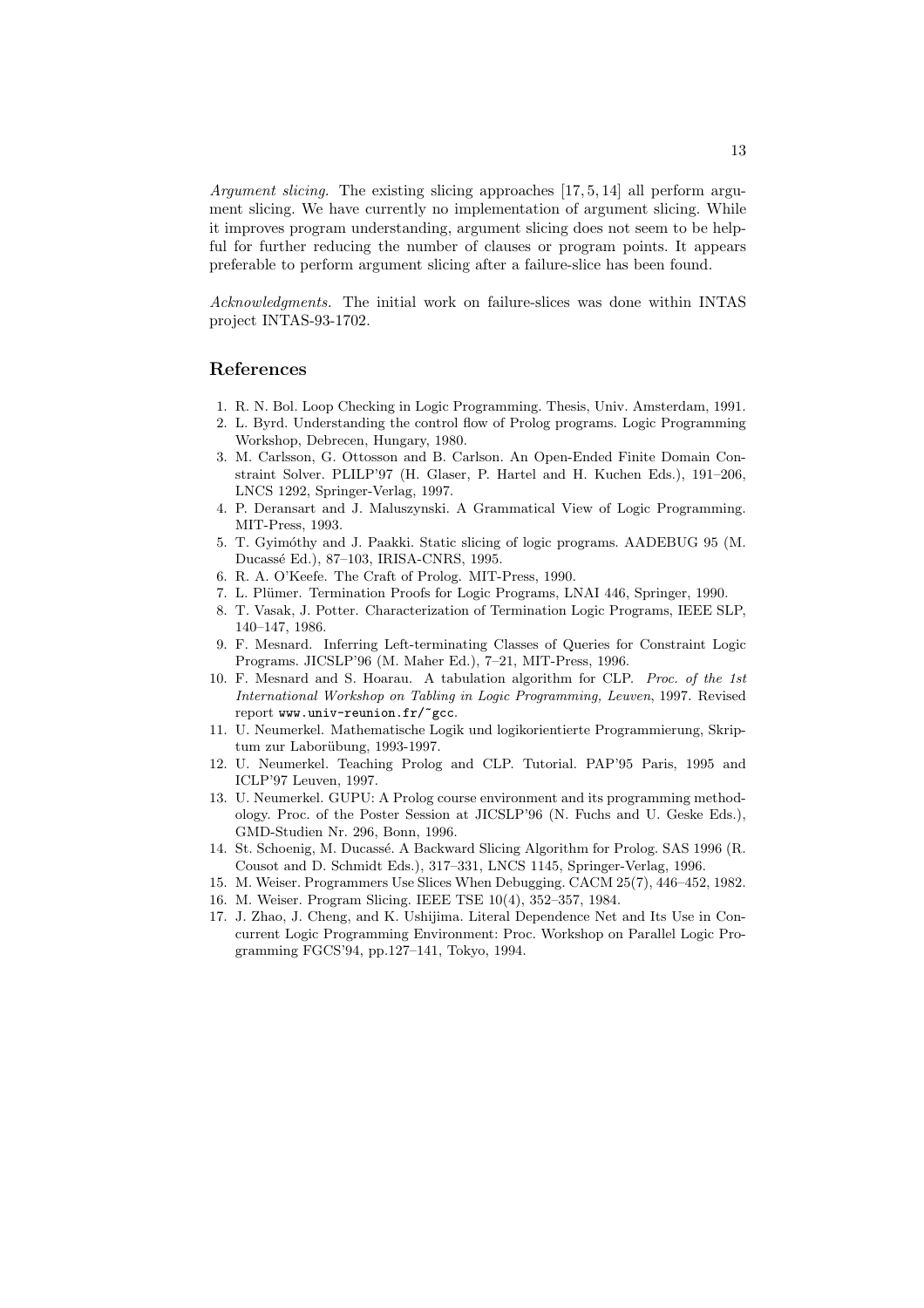*Argument slicing.* The existing slicing approaches [17, 5, 14] all perform argument slicing. We have currently no implementation of argument slicing. While it improves program understanding, argument slicing does not seem to be helpful for further reducing the number of clauses or program points. It appears preferable to perform argument slicing after a failure-slice has been found.

*Acknowledgments.* The initial work on failure-slices was done within INTAS project INTAS-93-1702.

## References

1. R. N. Bol. Loop Checking in Logic Programming. Thesis, Univ. Amsterdam, 1991.
2. L. Byrd. Understanding the control flow of Prolog programs. Logic Programming Workshop, Debrecen, Hungary, 1980.
3. M. Carlsson, G. Ottosson and B. Carlson. An Open-Ended Finite Domain Constraint Solver. PLILP'97 (H. Glaser, P. Hartel and H. Kuchen Eds.), 191–206, LNCS 1292, Springer-Verlag, 1997.
4. P. Deransart and J. Maluszynski. A Grammatical View of Logic Programming. MIT-Press, 1993.
5. T. Gyimóthy and J. Paakki. Static slicing of logic programs. AADEBUG 95 (M. Ducassé Ed.), 87–103, IRISA-CNRS, 1995.
6. R. A. O'Keefe. The Craft of Prolog. MIT-Press, 1990.
7. L. Plümer. Termination Proofs for Logic Programs, LNAI 446, Springer, 1990.
8. T. Vasak, J. Potter. Characterization of Termination Logic Programs, IEEE SLP, 140–147, 1986.
9. F. Mesnard. Inferring Left-terminating Classes of Queries for Constraint Logic Programs. JICSLP'96 (M. Maher Ed.), 7–21, MIT-Press, 1996.
10. F. Mesnard and S. Hoarau. A tabulation algorithm for CLP. *Proc. of the 1st International Workshop on Tabling in Logic Programming, Leuven*, 1997. Revised report `www.univ-reunion.fr/~gcc`.
11. U. Neumerkel. Mathematische Logik und logikorientierte Programmierung, Skriptum zur Laborübung, 1993-1997.
12. U. Neumerkel. Teaching Prolog and CLP. Tutorial. PAP'95 Paris, 1995 and ICLP'97 Leuven, 1997.
13. U. Neumerkel. GUPU: A Prolog course environment and its programming methodology. Proc. of the Poster Session at JICSLP'96 (N. Fuchs and U. Geske Eds.), GMD-Studien Nr. 296, Bonn, 1996.
14. St. Schoenig, M. Ducassé. A Backward Slicing Algorithm for Prolog. SAS 1996 (R. Cousot and D. Schmidt Eds.), 317–331, LNCS 1145, Springer-Verlag, 1996.
15. M. Weiser. Programmers Use Slices When Debugging. CACM 25(7), 446–452, 1982.
16. M. Weiser. Program Slicing. IEEE TSE 10(4), 352–357, 1984.
17. J. Zhao, J. Cheng, and K. Ushijima. Literal Dependence Net and Its Use in Concurrent Logic Programming Environment: Proc. Workshop on Parallel Logic Programming FGCS'94, pp.127–141, Tokyo, 1994.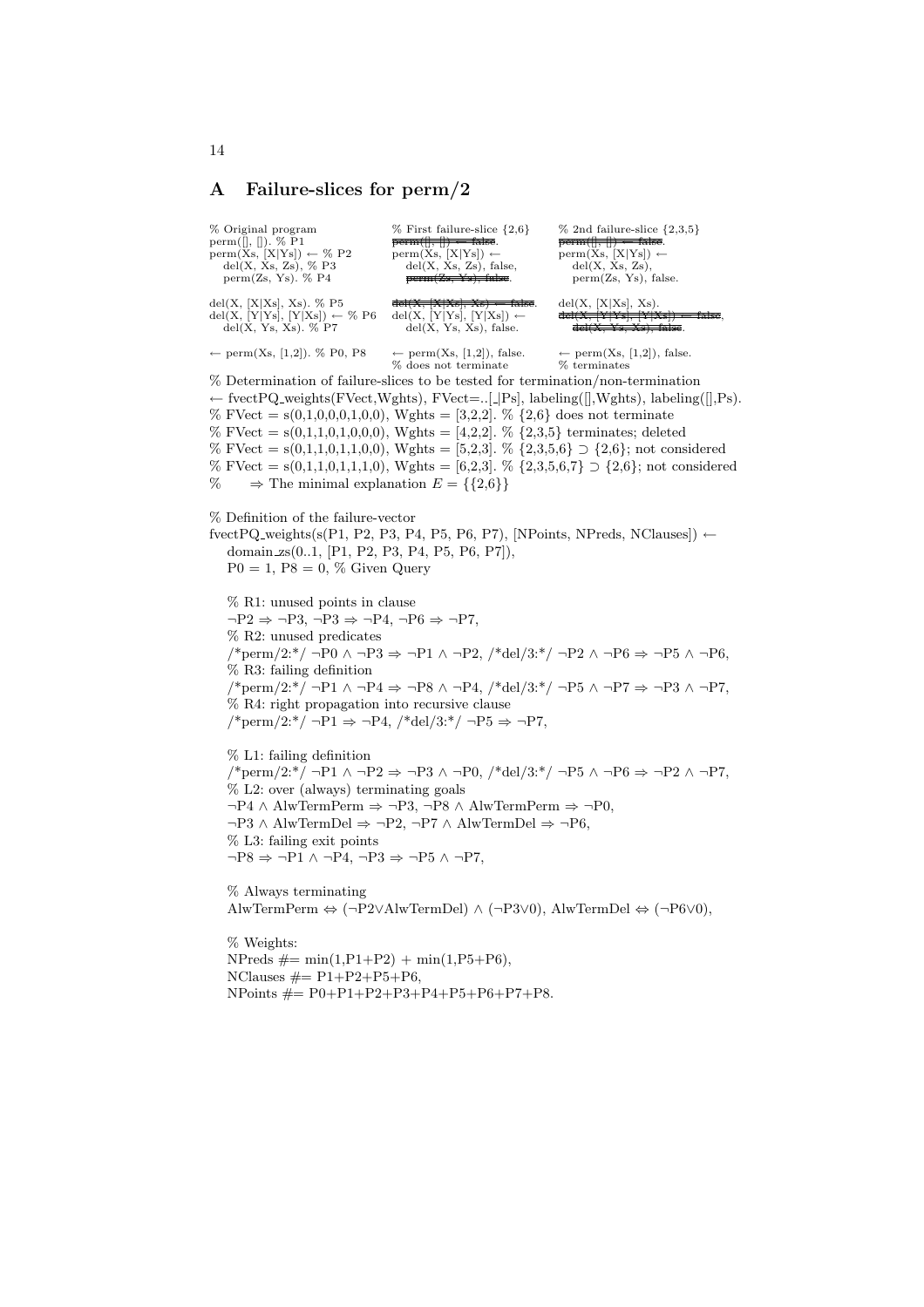## A Failure-slices for perm/2

```
% Original program                 % First failure-slice {2,6}          % 2nd failure-slice {2,3,5}
perm([], []). % P1                 perm([], []) ← false.  (struck)      perm([], []) ← false.  (struck)
perm(Xs, [X|Ys]) ← % P2            perm(Xs, [X|Ys]) ←                   perm(Xs, [X|Ys]) ←
   del(X, Xs, Zs), % P3               del(X, Xs, Zs), false,               del(X, Xs, Zs),
   perm(Zs, Ys). % P4                 perm(Zs, Ys), false.  (struck)       perm(Zs, Ys), false.

del(X, [X|Xs], Xs). % P5           del(X, [X|Xs], Xs) ← false. (struck) del(X, [X|Xs], Xs).
del(X, [Y|Ys], [Y|Xs]) ← % P6      del(X, [Y|Ys], [Y|Xs]) ←             del(X, [Y|Ys], [Y|Xs]) ← false, (struck)
   del(X, Ys, Xs). % P7               del(X, Ys, Xs), false.               del(X, Ys, Xs), false. (struck)

← perm(Xs, [1,2]). % P0, P8        ← perm(Xs, [1,2]), false.            ← perm(Xs, [1,2]), false.
                                   % does not terminate                 % terminates
```

```
% Determination of failure-slices to be tested for termination/non-termination
← fvectPQ_weights(FVect,Wghts), FVect=..[_|Ps], labeling([],Wghts), labeling([],Ps).
% FVect = s(0,1,0,0,0,1,0,0), Wghts = [3,2,2]. % {2,6} does not terminate
% FVect = s(0,1,1,0,1,0,0,0), Wghts = [4,2,2]. % {2,3,5} terminates; deleted
% FVect = s(0,1,1,0,1,1,0,0), Wghts = [5,2,3]. % {2,3,5,6} ⊃ {2,6}; not considered
% FVect = s(0,1,1,0,1,1,1,0), Wghts = [6,2,3]. % {2,3,5,6,7} ⊃ {2,6}; not considered
%     ⇒ The minimal explanation E = {{2,6}}

% Definition of the failure-vector
fvectPQ_weights(s(P1, P2, P3, P4, P5, P6, P7), [NPoints, NPreds, NClauses]) ←
   domain_zs(0..1, [P1, P2, P3, P4, P5, P6, P7]),
   P0 = 1, P8 = 0, % Given Query

   % R1: unused points in clause
   ¬P2 ⇒ ¬P3, ¬P3 ⇒ ¬P4, ¬P6 ⇒ ¬P7,
   % R2: unused predicates
   /*perm/2:*/ ¬P0 ∧ ¬P3 ⇒ ¬P1 ∧ ¬P2, /*del/3:*/ ¬P2 ∧ ¬P6 ⇒ ¬P5 ∧ ¬P6,
   % R3: failing definition
   /*perm/2:*/ ¬P1 ∧ ¬P4 ⇒ ¬P8 ∧ ¬P4, /*del/3:*/ ¬P5 ∧ ¬P7 ⇒ ¬P3 ∧ ¬P7,
   % R4: right propagation into recursive clause
   /*perm/2:*/ ¬P1 ⇒ ¬P4, /*del/3:*/ ¬P5 ⇒ ¬P7,

   % L1: failing definition
   /*perm/2:*/ ¬P1 ∧ ¬P2 ⇒ ¬P3 ∧ ¬P0, /*del/3:*/ ¬P5 ∧ ¬P6 ⇒ ¬P2 ∧ ¬P7,
   % L2: over (always) terminating goals
   ¬P4 ∧ AlwTermPerm ⇒ ¬P3, ¬P8 ∧ AlwTermPerm ⇒ ¬P0,
   ¬P3 ∧ AlwTermDel ⇒ ¬P2, ¬P7 ∧ AlwTermDel ⇒ ¬P6,
   % L3: failing exit points
   ¬P8 ⇒ ¬P1 ∧ ¬P4, ¬P3 ⇒ ¬P5 ∧ ¬P7,

   % Always terminating
   AlwTermPerm ⇔ (¬P2∨AlwTermDel) ∧ (¬P3∨0), AlwTermDel ⇔ (¬P6∨0),

   % Weights:
   NPreds #= min(1,P1+P2) + min(1,P5+P6),
   NClauses #= P1+P2+P5+P6,
   NPoints #= P0+P1+P2+P3+P4+P5+P6+P7+P8.
```